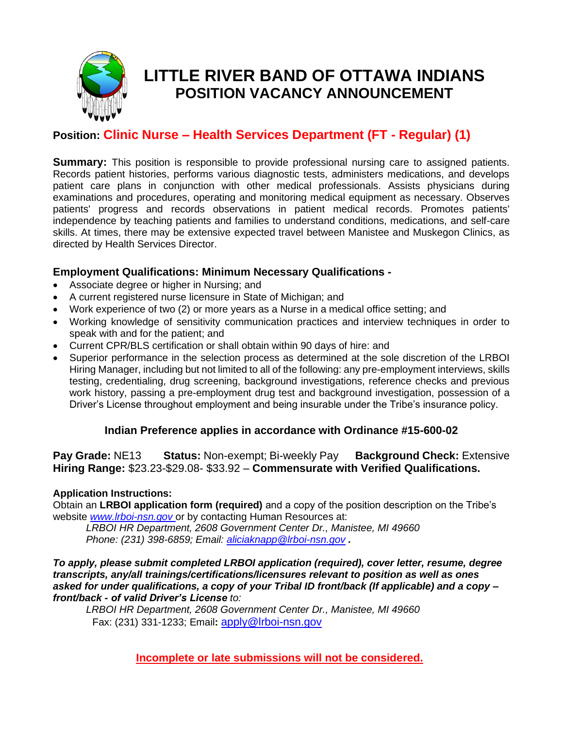# LITTLE RIVER BAND OF OTTAWA INDIANS
## POSITION VACANCY ANNOUNCEMENT

## Position: Clinic Nurse – Health Services Department (FT - Regular) (1)

**Summary:** This position is responsible to provide professional nursing care to assigned patients. Records patient histories, performs various diagnostic tests, administers medications, and develops patient care plans in conjunction with other medical professionals. Assists physicians during examinations and procedures, operating and monitoring medical equipment as necessary. Observes patients' progress and records observations in patient medical records. Promotes patients' independence by teaching patients and families to understand conditions, medications, and self-care skills. At times, there may be extensive expected travel between Manistee and Muskegon Clinics, as directed by Health Services Director.

### Employment Qualifications: Minimum Necessary Qualifications -

- Associate degree or higher in Nursing; and
- A current registered nurse licensure in State of Michigan; and
- Work experience of two (2) or more years as a Nurse in a medical office setting; and
- Working knowledge of sensitivity communication practices and interview techniques in order to speak with and for the patient; and
- Current CPR/BLS certification or shall obtain within 90 days of hire: and
- Superior performance in the selection process as determined at the sole discretion of the LRBOI Hiring Manager, including but not limited to all of the following: any pre-employment interviews, skills testing, credentialing, drug screening, background investigations, reference checks and previous work history, passing a pre-employment drug test and background investigation, possession of a Driver's License throughout employment and being insurable under the Tribe's insurance policy.

**Indian Preference applies in accordance with Ordinance #15-600-02**

**Pay Grade:** NE13 **Status:** Non-exempt; Bi-weekly Pay **Background Check:** Extensive
**Hiring Range:** $23.23-$29.08- $33.92 – **Commensurate with Verified Qualifications.**

**Application Instructions:**
Obtain an **LRBOI application form (required)** and a copy of the position description on the Tribe's website *www.lrboi-nsn.gov* or by contacting Human Resources at:

*LRBOI HR Department, 2608 Government Center Dr., Manistee, MI 49660*
*Phone: (231) 398-6859; Email: aliciaknapp@lrboi-nsn.gov .*

***To apply, please submit completed LRBOI application (required), cover letter, resume, degree transcripts, any/all trainings/certifications/licensures relevant to position as well as ones asked for under qualifications, a copy of your Tribal ID front/back (If applicable) and a copy – front/back - of valid Driver's License*** *to:*

*LRBOI HR Department, 2608 Government Center Dr., Manistee, MI 49660*
Fax: (231) 331-1233; Email**:** apply@lrboi-nsn.gov

**Incomplete or late submissions will not be considered.**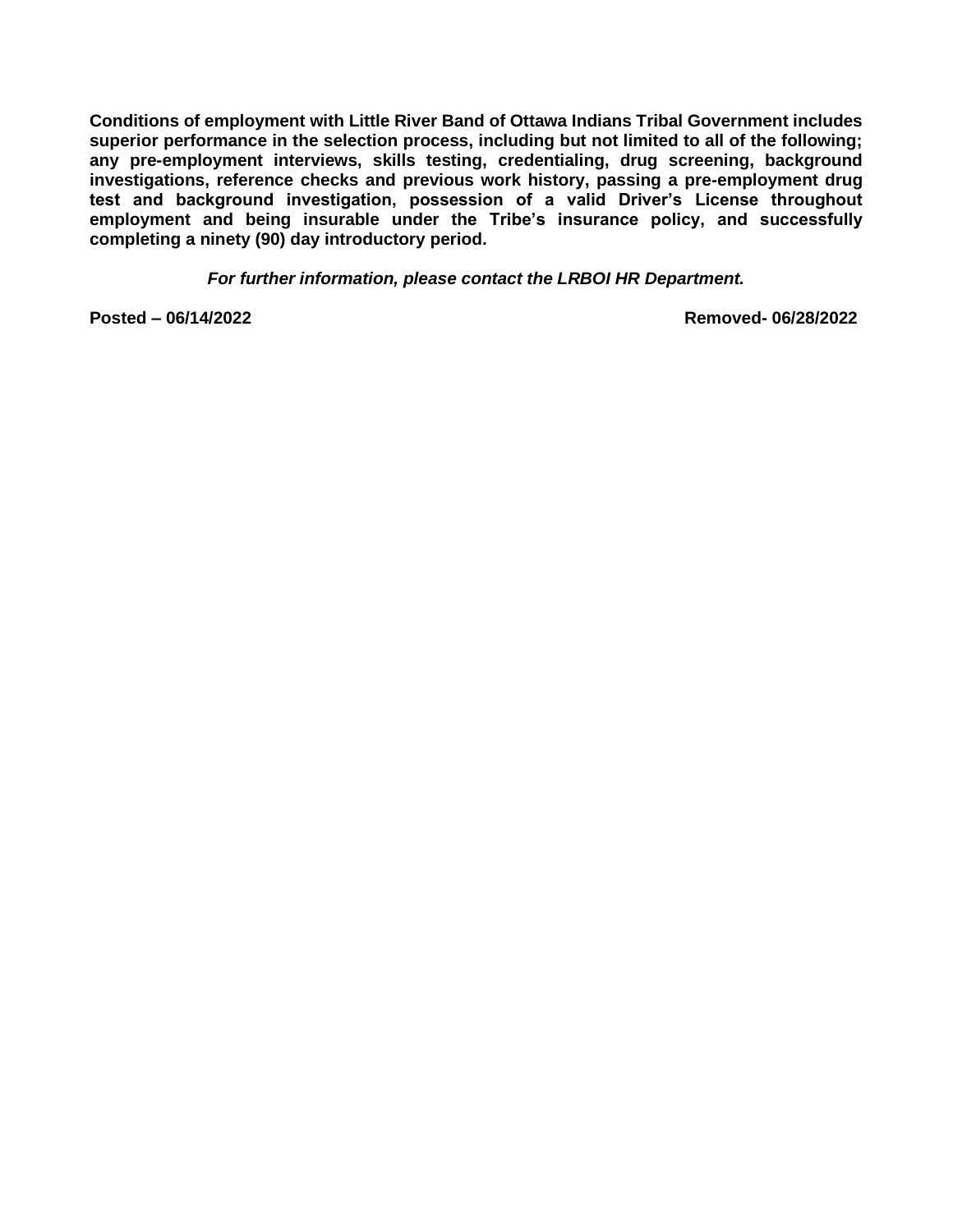**Conditions of employment with Little River Band of Ottawa Indians Tribal Government includes superior performance in the selection process, including but not limited to all of the following; any pre-employment interviews, skills testing, credentialing, drug screening, background investigations, reference checks and previous work history, passing a pre-employment drug test and background investigation, possession of a valid Driver's License throughout employment and being insurable under the Tribe's insurance policy, and successfully completing a ninety (90) day introductory period.**

***For further information, please contact the LRBOI HR Department.***

**Posted – 06/14/2022** **Removed- 06/28/2022**